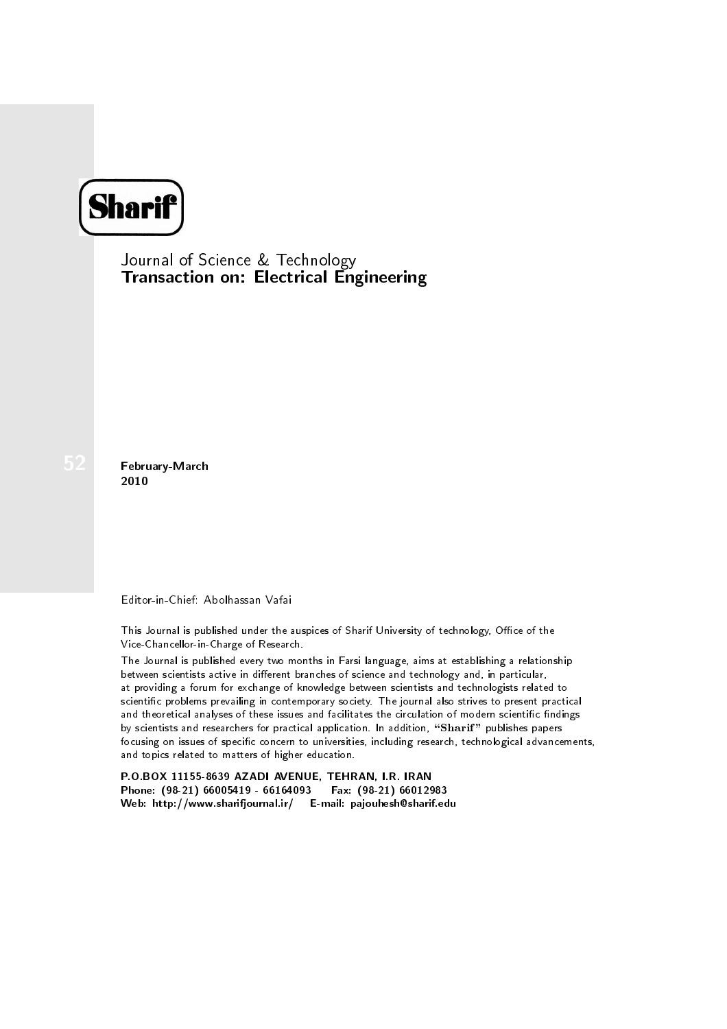Sharif

Journal of Science & Technology

**Transaction on: Electrical Engineering**

52

**February-March**
**2010**

Editor-in-Chief: Abolhassan Vafai

This Journal is published under the auspices of Sharif University of technology, Office of the Vice-Chancellor-in-Charge of Research.

The Journal is published every two months in Farsi language, aims at establishing a relationship between scientists active in different branches of science and technology and, in particular, at providing a forum for exchange of knowledge between scientists and technologists related to scientific problems prevailing in contemporary society. The journal also strives to present practical and theoretical analyses of these issues and facilitates the circulation of modern scientific findings by scientists and researchers for practical application. In addition, **"Sharif"** publishes papers focusing on issues of specific concern to universities, including research, technological advancements, and topics related to matters of higher education.

**P.O.BOX 11155-8639 AZADI AVENUE, TEHRAN, I.R. IRAN**
**Phone: (98-21) 66005419 - 66164093 Fax: (98-21) 66012983**
**Web: http://www.sharifjournal.ir/ E-mail: pajouhesh@sharif.edu**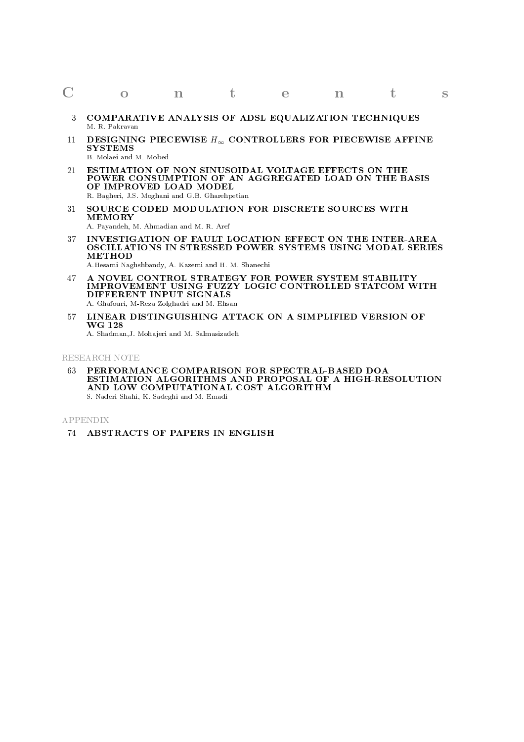# Contents

3 **COMPARATIVE ANALYSIS OF ADSL EQUALIZATION TECHNIQUES**
M. R. Pakravan

11 **DESIGNING PIECEWISE $H_\infty$ CONTROLLERS FOR PIECEWISE AFFINE SYSTEMS**
B. Molaei and M. Mobed

21 **ESTIMATION OF NON SINUSOIDAL VOLTAGE EFFECTS ON THE POWER CONSUMPTION OF AN AGGREGATED LOAD ON THE BASIS OF IMPROVED LOAD MODEL**
R. Bagheri, J.S. Moghani and G.B. Gharehpetian

31 **SOURCE CODED MODULATION FOR DISCRETE SOURCES WITH MEMORY**
A. Payandeh, M. Ahmadian and M. R. Aref

37 **INVESTIGATION OF FAULT LOCATION EFFECT ON THE INTER-AREA OSCILLATIONS IN STRESSED POWER SYSTEMS USING MODAL SERIES METHOD**
A.Hesami Naghshbandy, A. Kazemi and H. M. Shanechi

47 **A NOVEL CONTROL STRATEGY FOR POWER SYSTEM STABILITY IMPROVEMENT USING FUZZY LOGIC CONTROLLED STATCOM WITH DIFFERENT INPUT SIGNALS**
A. Ghafouri, M-Reza Zolghadri and M. Ehsan

57 **LINEAR DISTINGUISHING ATTACK ON A SIMPLIFIED VERSION OF WG 128**
A. Shadman,J. Mohajeri and M. Salmasizadeh

## RESEARCH NOTE

63 **PERFORMANCE COMPARISON FOR SPECTRAL-BASED DOA ESTIMATION ALGORITHMS AND PROPOSAL OF A HIGH-RESOLUTION AND LOW COMPUTATIONAL COST ALGORITHM**
S. Naderi Shahi, K. Sadeghi and M. Emadi

## APPENDIX

74 **ABSTRACTS OF PAPERS IN ENGLISH**